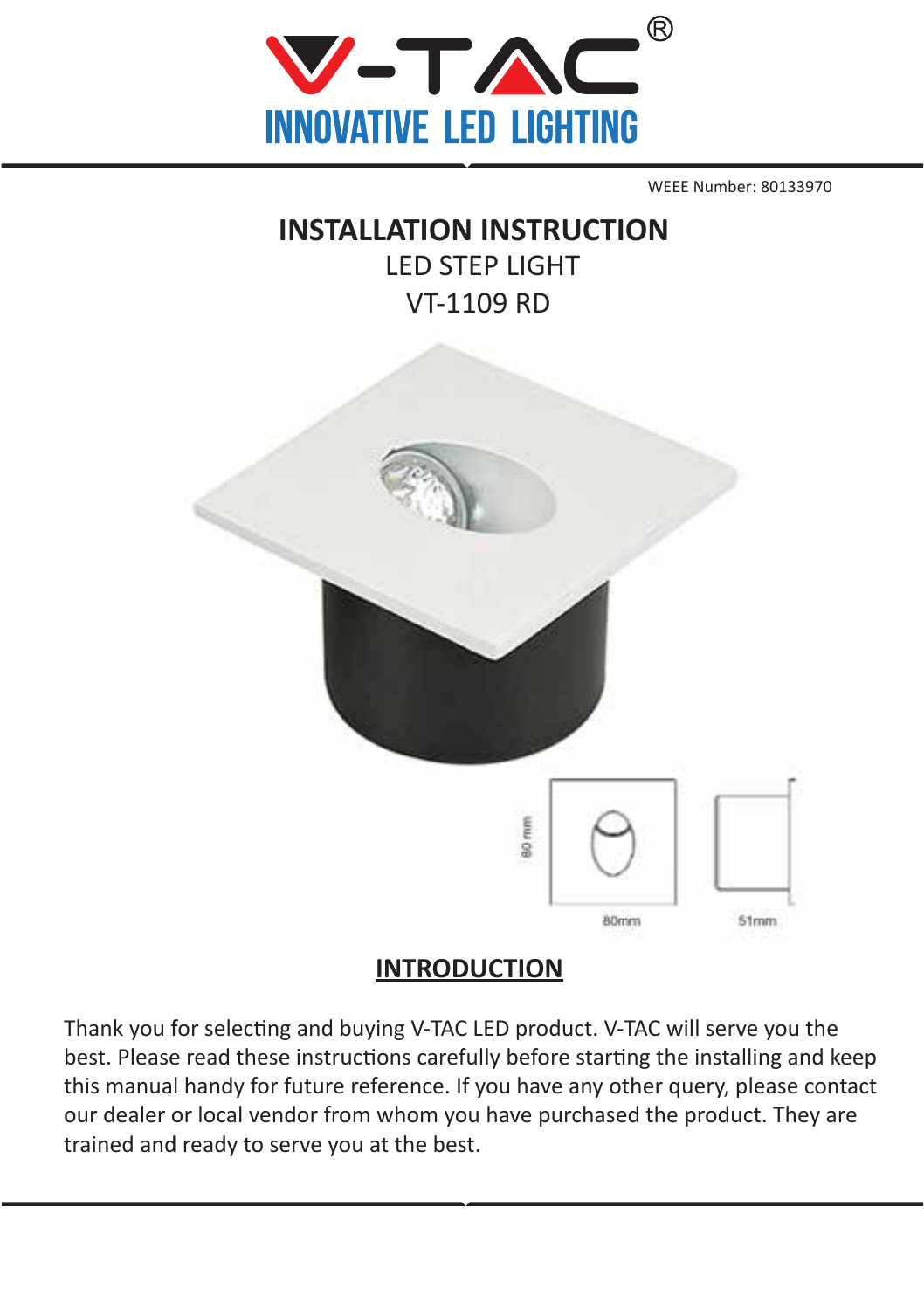V-TAC®
INNOVATIVE LED LIGHTING

WEEE Number: 80133970

# INSTALLATION INSTRUCTION

LED STEP LIGHT

VT-1109 RD

80 mm

80mm

51mm

## INTRODUCTION

Thank you for selecting and buying V-TAC LED product. V-TAC will serve you the best. Please read these instructions carefully before starting the installing and keep this manual handy for future reference. If you have any other query, please contact our dealer or local vendor from whom you have purchased the product. They are trained and ready to serve you at the best.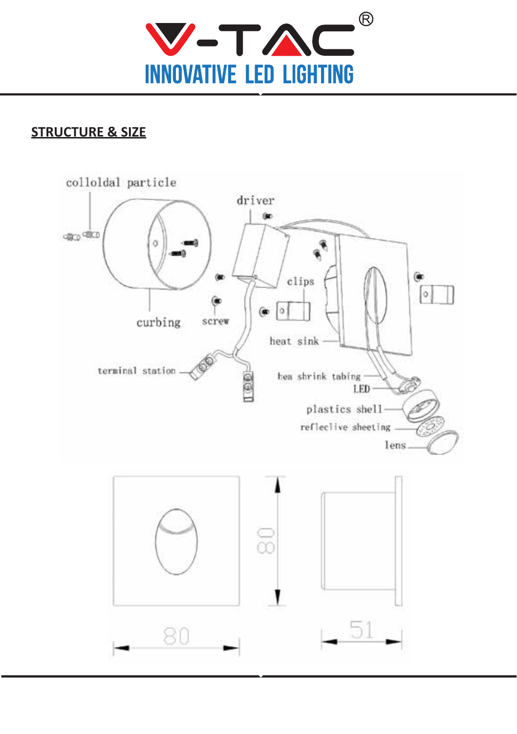## STRUCTURE & SIZE

colloldal particle

driver

clips

curbing

screw

heat sink

terminal station

hea shrink tabing

LED

plastics shell

reflective sheeting

lens

80

80

51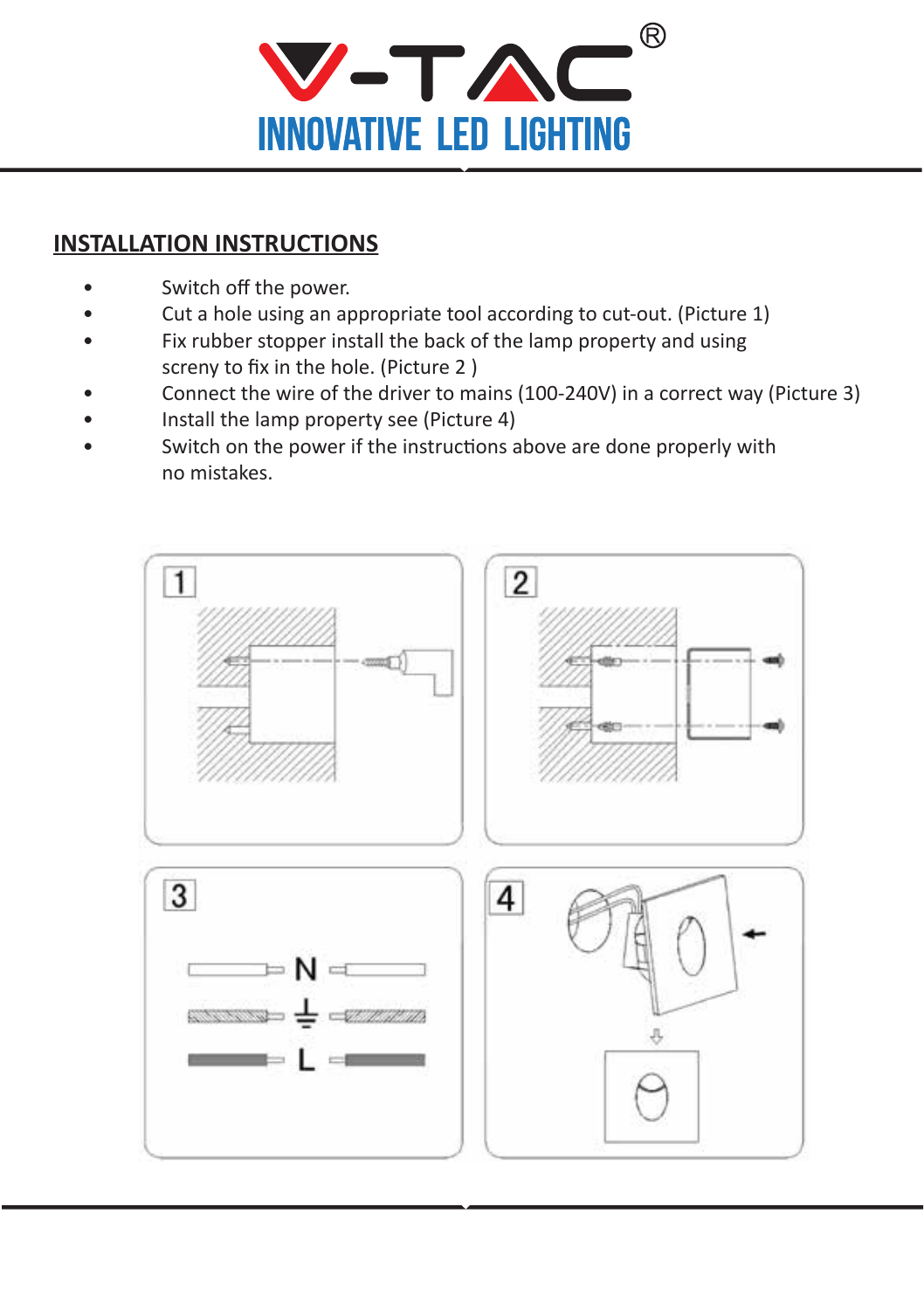## INSTALLATION INSTRUCTIONS

- Switch off the power.
- Cut a hole using an appropriate tool according to cut-out. (Picture 1)
- Fix rubber stopper install the back of the lamp property and using screny to fix in the hole. (Picture 2 )
- Connect the wire of the driver to mains (100-240V) in a correct way (Picture 3)
- Install the lamp property see (Picture 4)
- Switch on the power if the instructions above are done properly with no mistakes.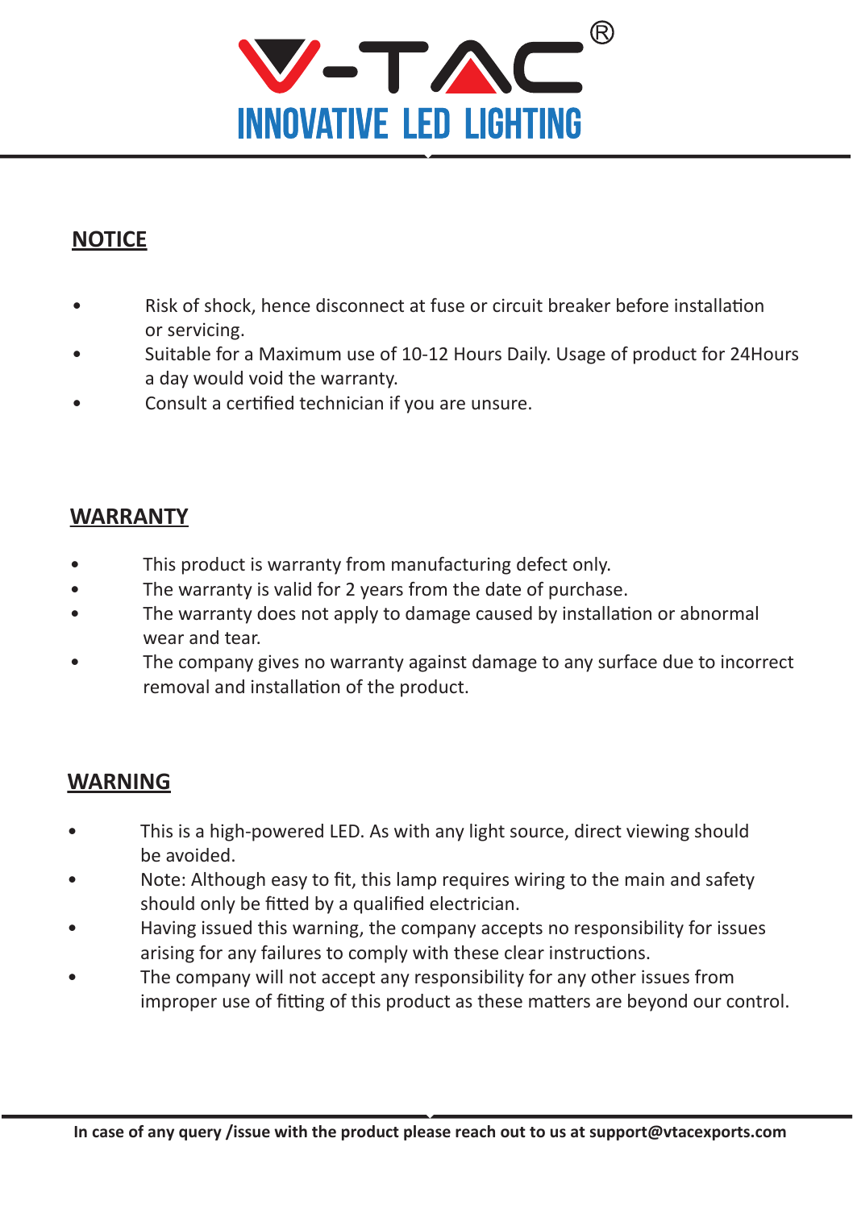V-TAC®

INNOVATIVE LED LIGHTING

## NOTICE

- Risk of shock, hence disconnect at fuse or circuit breaker before installation or servicing.
- Suitable for a Maximum use of 10-12 Hours Daily. Usage of product for 24Hours a day would void the warranty.
- Consult a certified technician if you are unsure.

## WARRANTY

- This product is warranty from manufacturing defect only.
- The warranty is valid for 2 years from the date of purchase.
- The warranty does not apply to damage caused by installation or abnormal wear and tear.
- The company gives no warranty against damage to any surface due to incorrect removal and installation of the product.

## WARNING

- This is a high-powered LED. As with any light source, direct viewing should be avoided.
- Note: Although easy to fit, this lamp requires wiring to the main and safety should only be fitted by a qualified electrician.
- Having issued this warning, the company accepts no responsibility for issues arising for any failures to comply with these clear instructions.
- The company will not accept any responsibility for any other issues from improper use of fitting of this product as these matters are beyond our control.

**In case of any query /issue with the product please reach out to us at support@vtacexports.com**